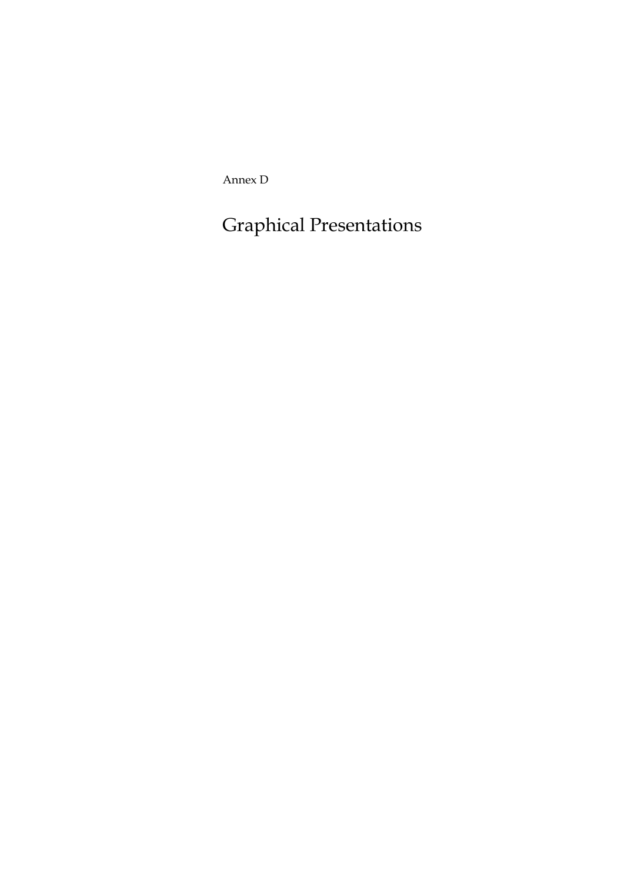Annex D

# Graphical Presentations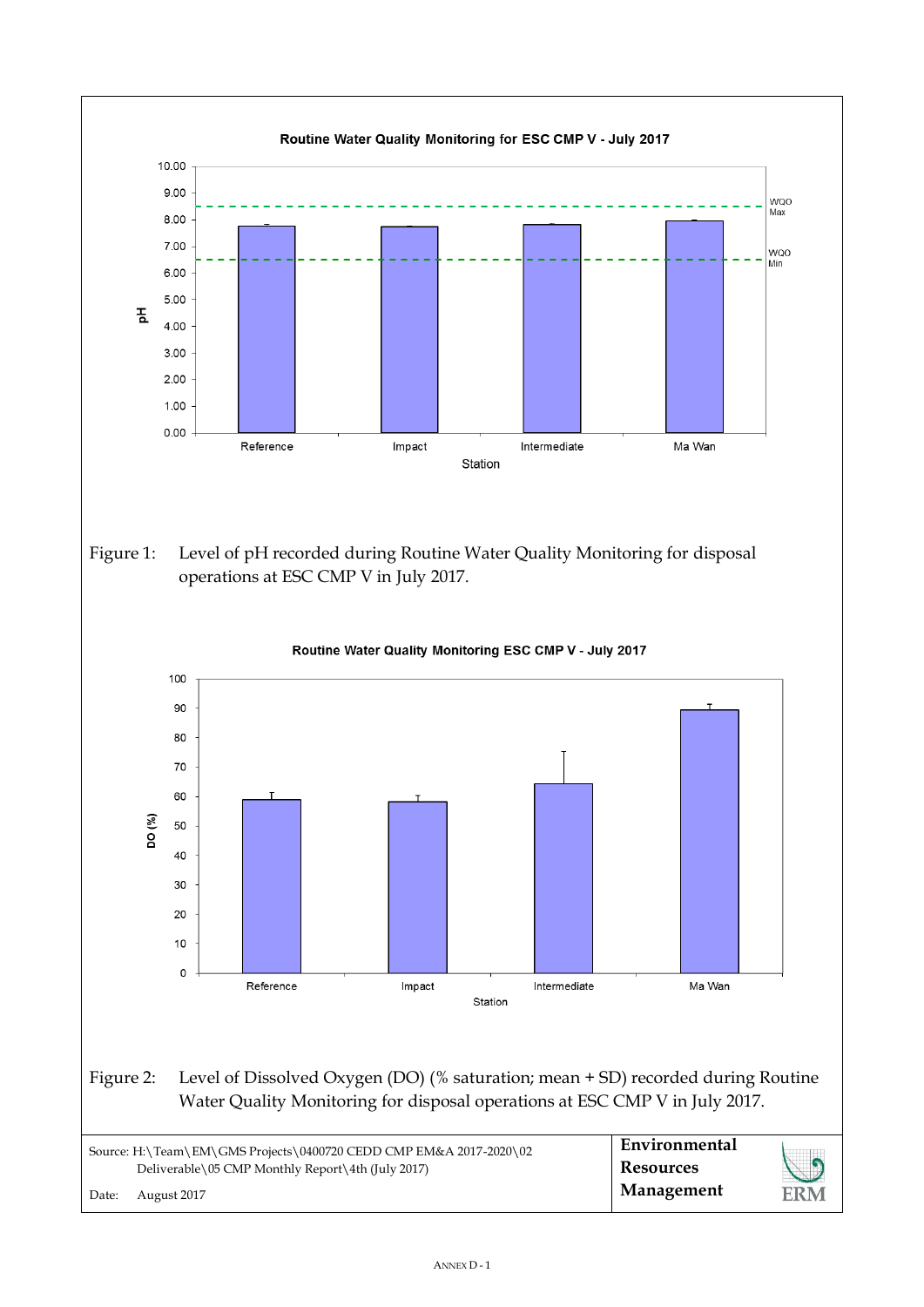Routine Water Quality Monitoring for ESC CMP V - July 2017

Figure 1: Level of pH recorded during Routine Water Quality Monitoring for disposal operations at ESC CMP V in July 2017.

Routine Water Quality Monitoring ESC CMP V - July 2017

Figure 2: Level of Dissolved Oxygen (DO) (% saturation; mean + SD) recorded during Routine Water Quality Monitoring for disposal operations at ESC CMP V in July 2017.

| Source: H:\Team\EM\GMS Projects\0400720 CEDD CMP EM&A 2017-2020\02 Deliverable\05 CMP Monthly Report\4th (July 2017) | **Environmental Resources Management** |
|---|---|
| Date: August 2017 | |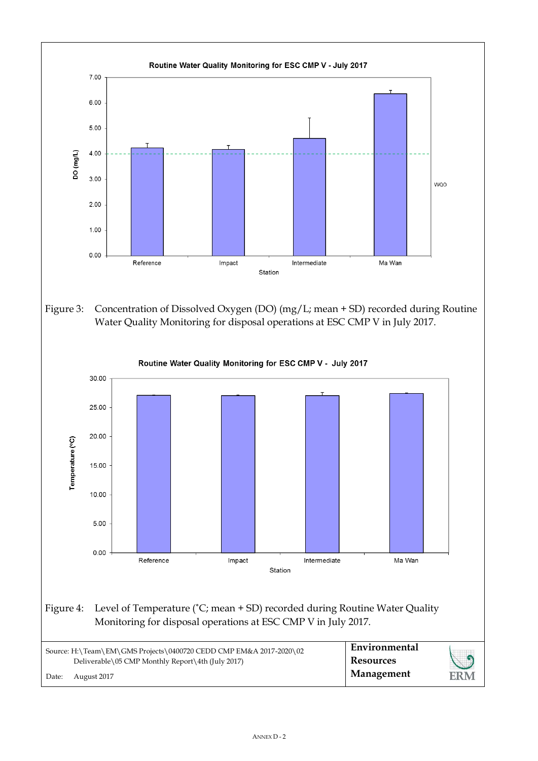Figure 3: Concentration of Dissolved Oxygen (DO) (mg/L; mean + SD) recorded during Routine Water Quality Monitoring for disposal operations at ESC CMP V in July 2017.

Figure 4: Level of Temperature (˚C; mean + SD) recorded during Routine Water Quality Monitoring for disposal operations at ESC CMP V in July 2017.

Source: H:\Team\EM\GMS Projects\0400720 CEDD CMP EM&A 2017-2020\02 Deliverable\05 CMP Monthly Report\4th (July 2017)

Date: August 2017

**Environmental Resources Management**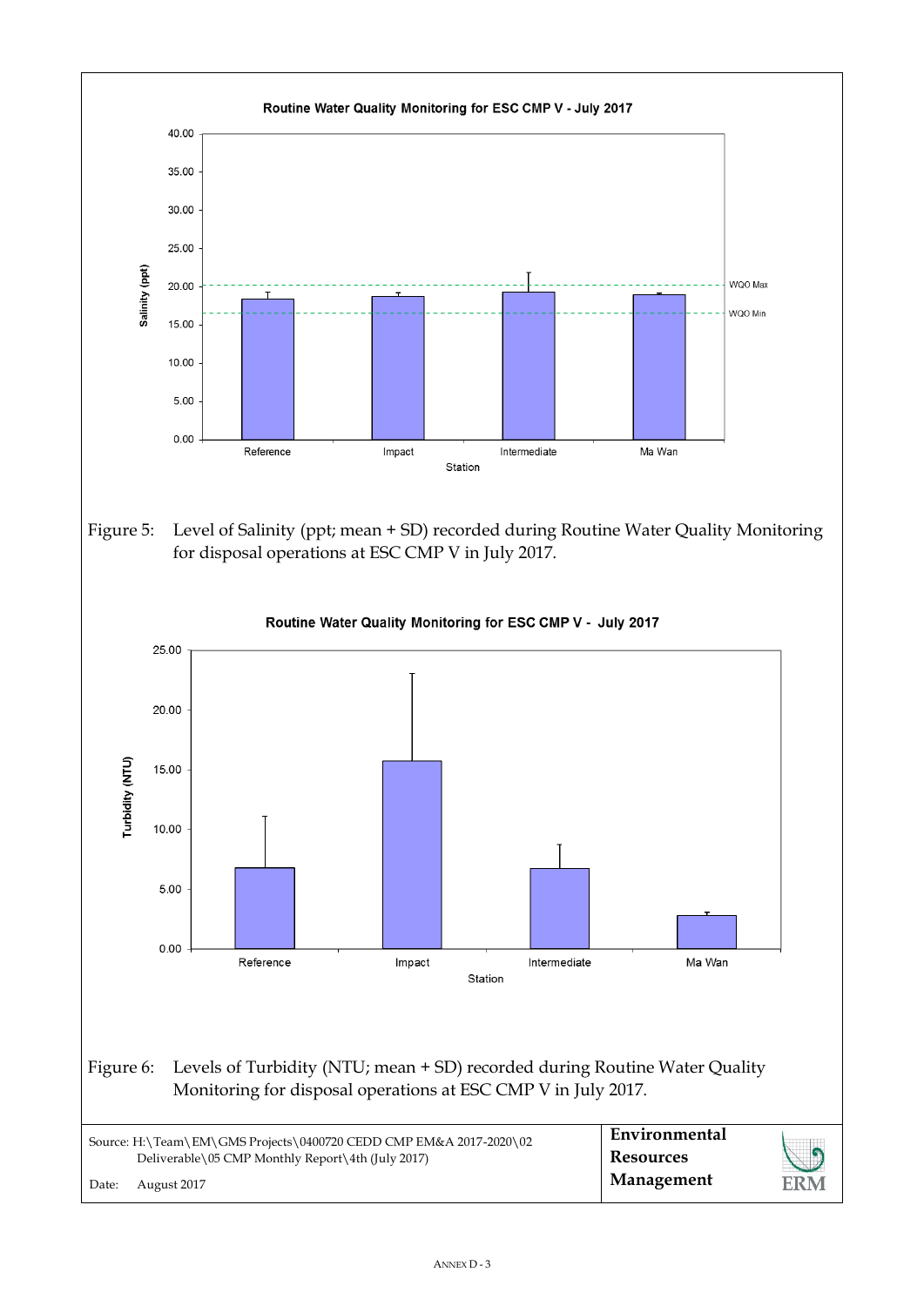Figure 5: Level of Salinity (ppt; mean + SD) recorded during Routine Water Quality Monitoring for disposal operations at ESC CMP V in July 2017.

Figure 6: Levels of Turbidity (NTU; mean + SD) recorded during Routine Water Quality Monitoring for disposal operations at ESC CMP V in July 2017.

Source: H:\Team\EM\GMS Projects\0400720 CEDD CMP EM&A 2017-2020\02 Deliverable\05 CMP Monthly Report\4th (July 2017)

Date: August 2017

**Environmental Resources Management**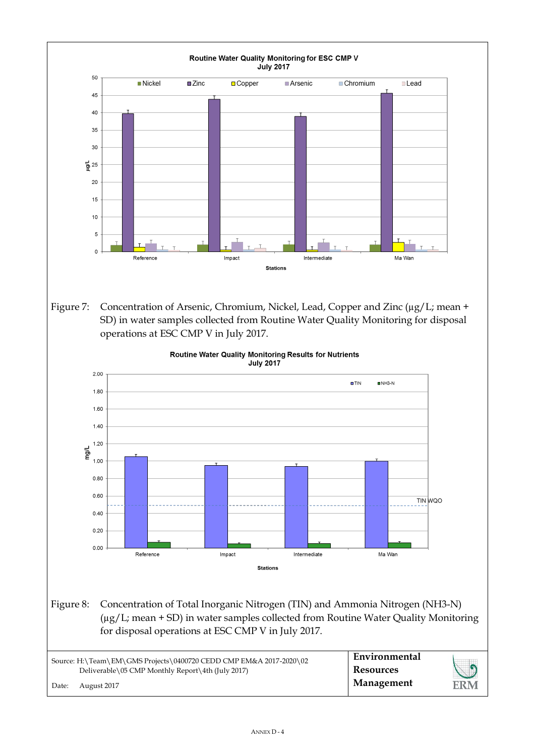Routine Water Quality Monitoring for ESC CMP V
July 2017

Figure 7: Concentration of Arsenic, Chromium, Nickel, Lead, Copper and Zinc (µg/L; mean + SD) in water samples collected from Routine Water Quality Monitoring for disposal operations at ESC CMP V in July 2017.

Routine Water Quality Monitoring Results for Nutrients
July 2017

Figure 8: Concentration of Total Inorganic Nitrogen (TIN) and Ammonia Nitrogen (NH3-N) (µg/L; mean + SD) in water samples collected from Routine Water Quality Monitoring for disposal operations at ESC CMP V in July 2017.

| Source: H:\Team\EM\GMS Projects\0400720 CEDD CMP EM&A 2017-2020\02 Deliverable\05 CMP Monthly Report\4th (July 2017) Date: August 2017 | **Environmental Resources Management** |
|---|---|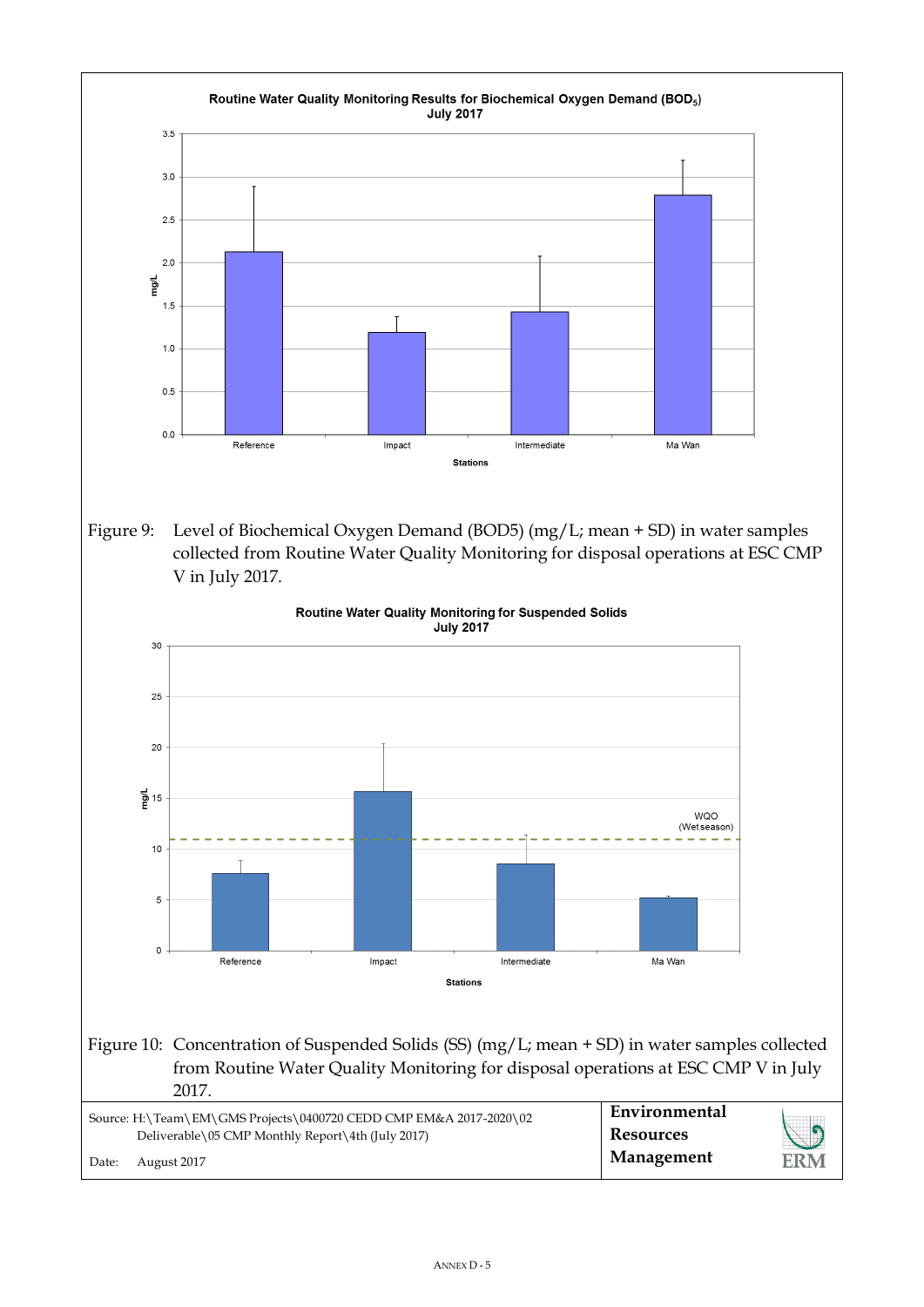Routine Water Quality Monitoring Results for Biochemical Oxygen Demand ($BOD_5$)
July 2017

Figure 9: Level of Biochemical Oxygen Demand (BOD5) (mg/L; mean + SD) in water samples collected from Routine Water Quality Monitoring for disposal operations at ESC CMP V in July 2017.

Routine Water Quality Monitoring for Suspended Solids
July 2017

Figure 10: Concentration of Suspended Solids (SS) (mg/L; mean + SD) in water samples collected from Routine Water Quality Monitoring for disposal operations at ESC CMP V in July 2017.

Source: H:\Team\EM\GMS Projects\0400720 CEDD CMP EM&A 2017-2020\02 Deliverable\05 CMP Monthly Report\4th (July 2017)

Date: August 2017

**Environmental Resources Management**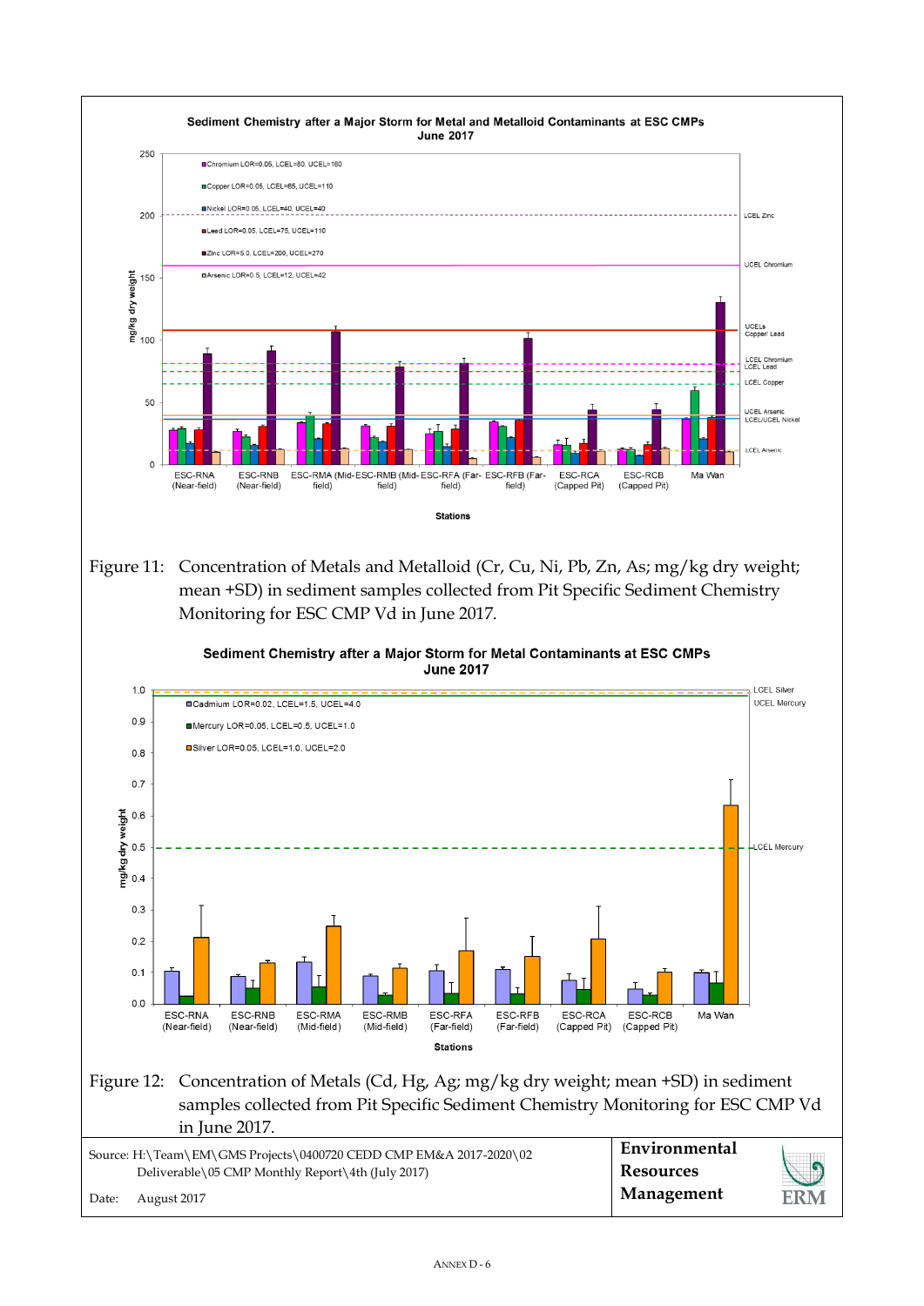**Sediment Chemistry after a Major Storm for Metal and Metalloid Contaminants at ESC CMPs**
**June 2017**

- Chromium LOR=0.05, LCEL=80, UCEL=160
- Copper LOR=0.05, LCEL=65, UCEL=110
- Nickel LOR=0.05, LCEL=40, UCEL=40
- Lead LOR=0.05, LCEL=75, UCEL=110
- Zinc LOR=5.0, LCEL=200, UCEL=270
- Arsenic LOR=0.5, LCEL=12, UCEL=42

Reference lines: LCEL Zinc; UCEL Chromium; UCELs Copper/ Lead; LCEL Chromium; LCEL Lead; LCEL Copper; UCEL Arsenic; LCEL/UCEL Nickel; LCEL Arsenic

Y-axis: mg/kg dry weight (0–250)

X-axis (Stations): ESC-RNA (Near-field), ESC-RNB (Near-field), ESC-RMA (Mid-field), ESC-RMB (Mid-field), ESC-RFA (Far-field), ESC-RFB (Far-field), ESC-RCA (Capped Pit), ESC-RCB (Capped Pit), Ma Wan

Figure 11: Concentration of Metals and Metalloid (Cr, Cu, Ni, Pb, Zn, As; mg/kg dry weight; mean +SD) in sediment samples collected from Pit Specific Sediment Chemistry Monitoring for ESC CMP Vd in June 2017.

**Sediment Chemistry after a Major Storm for Metal Contaminants at ESC CMPs**
**June 2017**

- Cadmium LOR=0.02, LCEL=1.5, UCEL=4.0
- Mercury LOR=0.05, LCEL=0.5, UCEL=1.0
- Silver LOR=0.05, LCEL=1.0, UCEL=2.0

Reference lines: LCEL Silver; UCEL Mercury; LCEL Mercury

Y-axis: mg/kg dry weight (0.0–1.0)

X-axis (Stations): ESC-RNA (Near-field), ESC-RNB (Near-field), ESC-RMA (Mid-field), ESC-RMB (Mid-field), ESC-RFA (Far-field), ESC-RFB (Far-field), ESC-RCA (Capped Pit), ESC-RCB (Capped Pit), Ma Wan

Figure 12: Concentration of Metals (Cd, Hg, Ag; mg/kg dry weight; mean +SD) in sediment samples collected from Pit Specific Sediment Chemistry Monitoring for ESC CMP Vd in June 2017.

Source: H:\Team\EM\GMS Projects\0400720 CEDD CMP EM&A 2017-2020\02 Deliverable\05 CMP Monthly Report\4th (July 2017)

Date: August 2017

**Environmental Resources Management**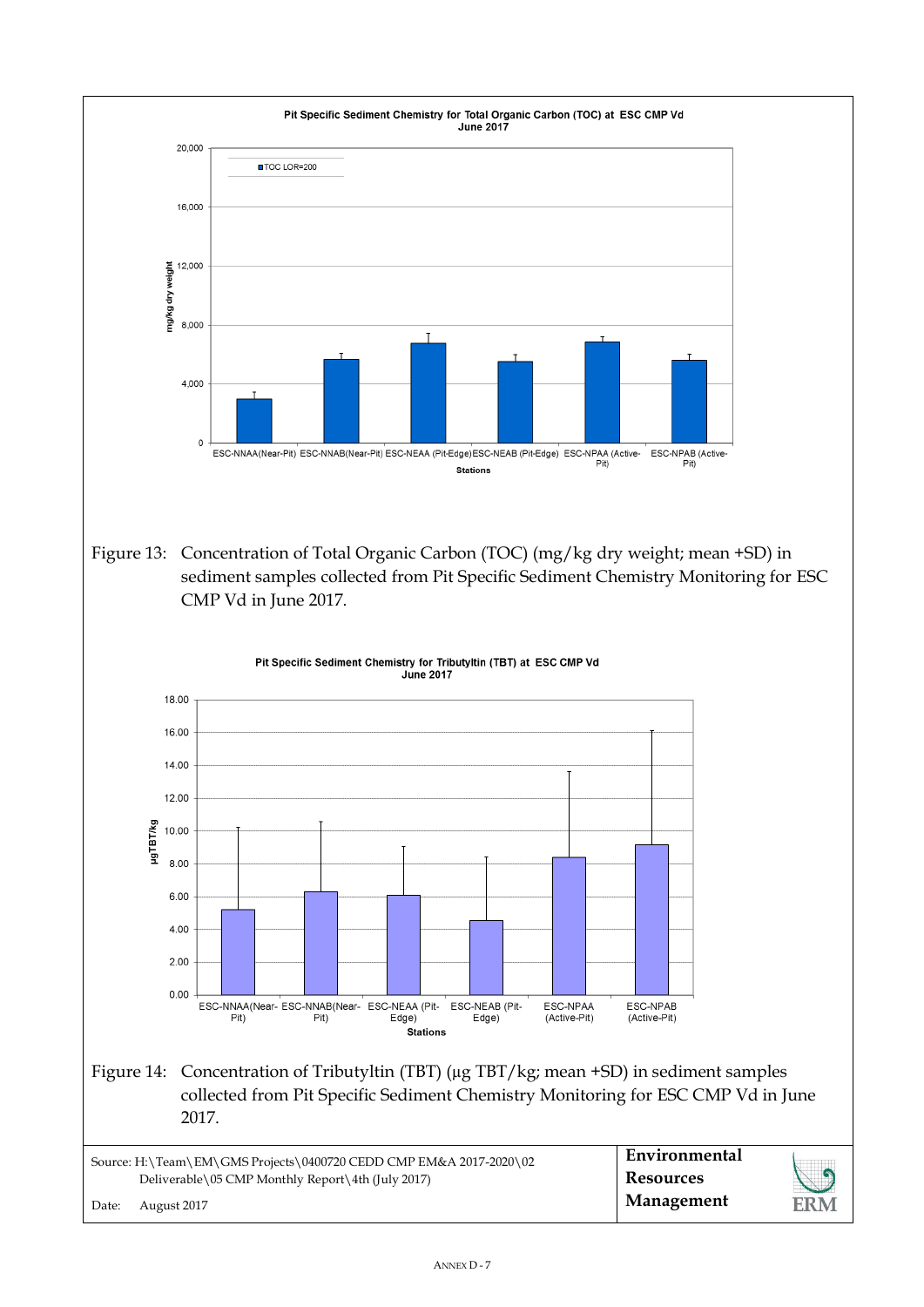Pit Specific Sediment Chemistry for Total Organic Carbon (TOC) at ESC CMP Vd
June 2017

Figure 13: Concentration of Total Organic Carbon (TOC) (mg/kg dry weight; mean +SD) in sediment samples collected from Pit Specific Sediment Chemistry Monitoring for ESC CMP Vd in June 2017.

Pit Specific Sediment Chemistry for Tributyltin (TBT) at ESC CMP Vd
June 2017

Figure 14: Concentration of Tributyltin (TBT) (µg TBT/kg; mean +SD) in sediment samples collected from Pit Specific Sediment Chemistry Monitoring for ESC CMP Vd in June 2017.

| Source: H:\Team\EM\GMS Projects\0400720 CEDD CMP EM&A 2017-2020\02 Deliverable\05 CMP Monthly Report\4th (July 2017) | Environmental Resources Management |
|---|---|
| Date: August 2017 | |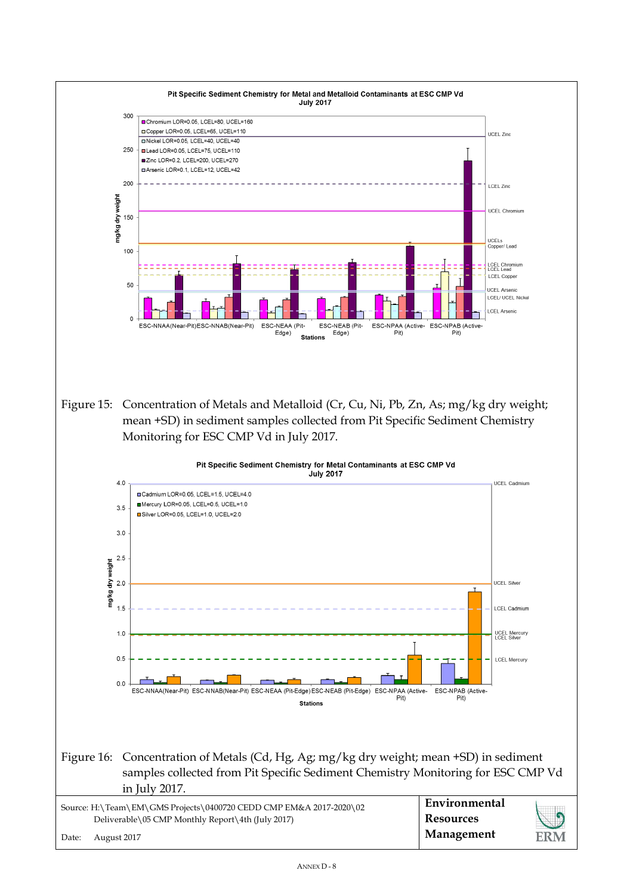Figure 15: Concentration of Metals and Metalloid (Cr, Cu, Ni, Pb, Zn, As; mg/kg dry weight; mean +SD) in sediment samples collected from Pit Specific Sediment Chemistry Monitoring for ESC CMP Vd in July 2017.

Figure 16: Concentration of Metals (Cd, Hg, Ag; mg/kg dry weight; mean +SD) in sediment samples collected from Pit Specific Sediment Chemistry Monitoring for ESC CMP Vd in July 2017.

Source: H:\Team\EM\GMS Projects\0400720 CEDD CMP EM&A 2017-2020\02 Deliverable\05 CMP Monthly Report\4th (July 2017)

Date: August 2017

**Environmental Resources Management**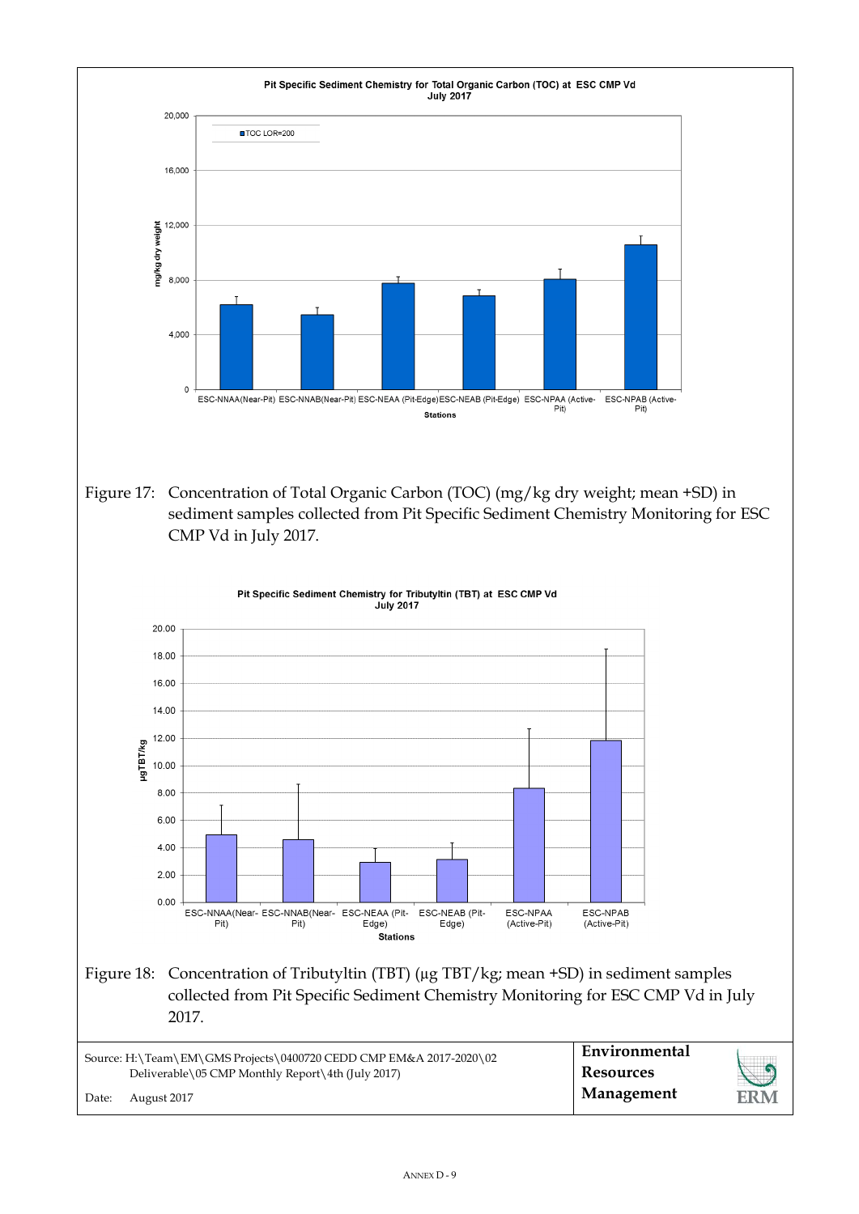Pit Specific Sediment Chemistry for Total Organic Carbon (TOC) at ESC CMP Vd
July 2017

Figure 17: Concentration of Total Organic Carbon (TOC) (mg/kg dry weight; mean +SD) in sediment samples collected from Pit Specific Sediment Chemistry Monitoring for ESC CMP Vd in July 2017.

Pit Specific Sediment Chemistry for Tributyltin (TBT) at ESC CMP Vd
July 2017

Figure 18: Concentration of Tributyltin (TBT) (µg TBT/kg; mean +SD) in sediment samples collected from Pit Specific Sediment Chemistry Monitoring for ESC CMP Vd in July 2017.

| Source: H:\Team\EM\GMS Projects\0400720 CEDD CMP EM&A 2017-2020\02 Deliverable\05 CMP Monthly Report\4th (July 2017) | Environmental Resources Management |
| --- | --- |
| Date: August 2017 | ERM |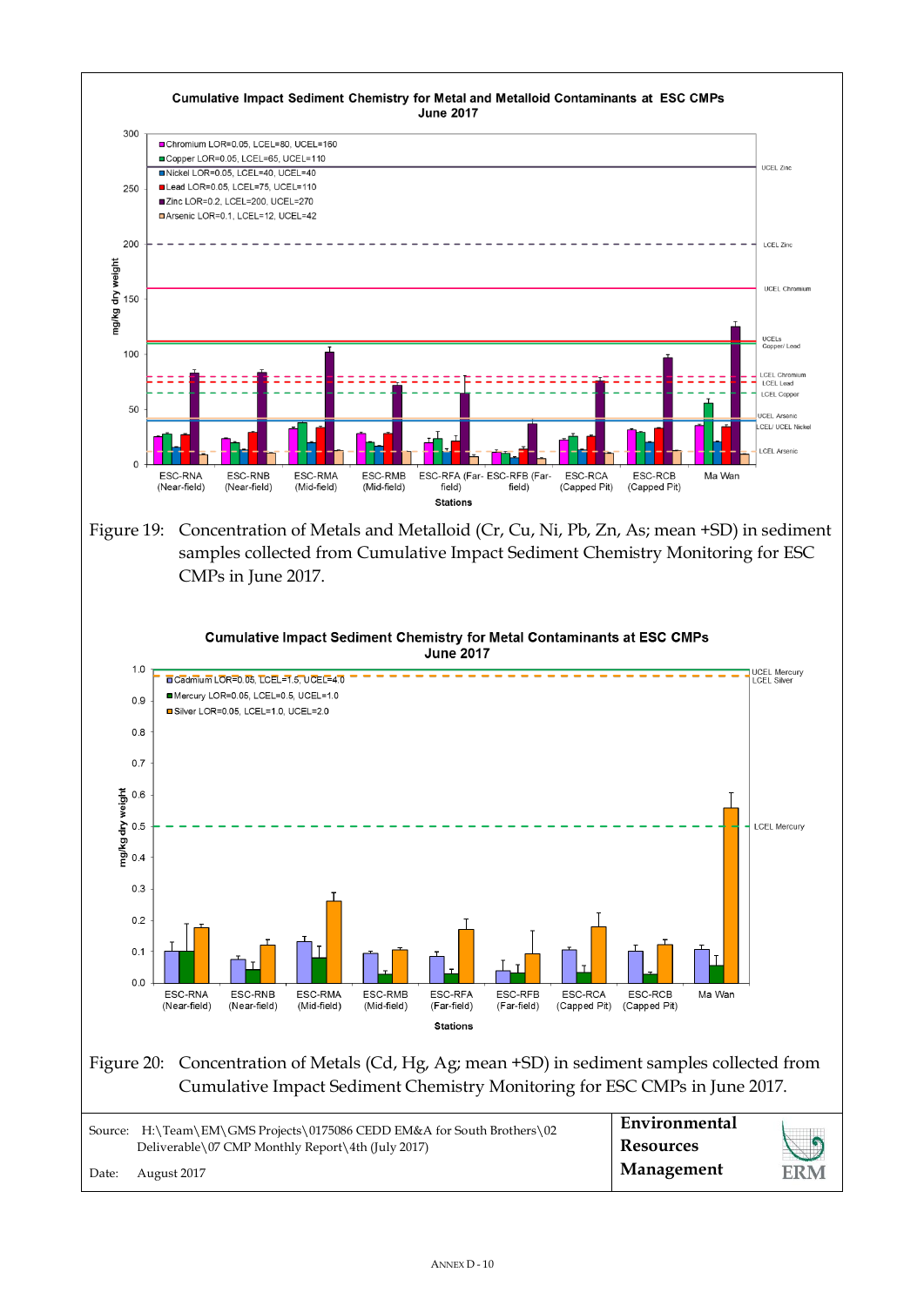Cumulative Impact Sediment Chemistry for Metal and Metalloid Contaminants at ESC CMPs
June 2017

- Chromium LOR=0.05, LCEL=80, UCEL=160
- Copper LOR=0.05, LCEL=65, UCEL=110
- Nickel LOR=0.05, LCEL=40, UCEL=40
- Lead LOR=0.05, LCEL=75, UCEL=110
- Zinc LOR=0.2, LCEL=200, UCEL=270
- Arsenic LOR=0.1, LCEL=12, UCEL=42

Figure 19: Concentration of Metals and Metalloid (Cr, Cu, Ni, Pb, Zn, As; mean +SD) in sediment samples collected from Cumulative Impact Sediment Chemistry Monitoring for ESC CMPs in June 2017.

Cumulative Impact Sediment Chemistry for Metal Contaminants at ESC CMPs
June 2017

- Cadmium LOR=0.05, LCEL=1.5, UCEL=4.0
- Mercury LOR=0.05, LCEL=0.5, UCEL=1.0
- Silver LOR=0.05, LCEL=1.0, UCEL=2.0

Figure 20: Concentration of Metals (Cd, Hg, Ag; mean +SD) in sediment samples collected from Cumulative Impact Sediment Chemistry Monitoring for ESC CMPs in June 2017.

| | |
|---|---|
| Source: H:\Team\EM\GMS Projects\0175086 CEDD EM&A for South Brothers\02 Deliverable\07 CMP Monthly Report\4th (July 2017) | **Environmental Resources Management** |
| Date: August 2017 | ERM |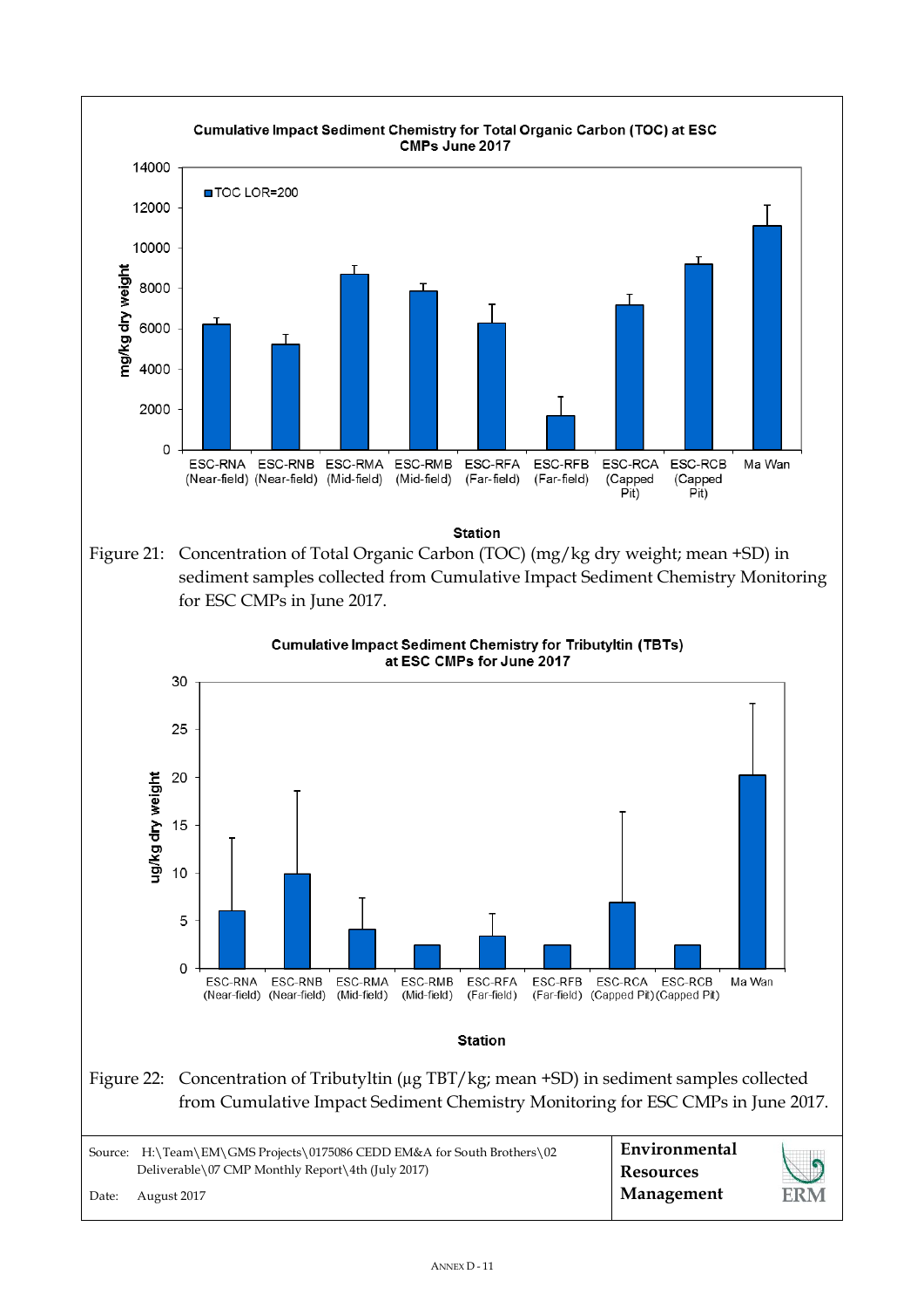**Cumulative Impact Sediment Chemistry for Total Organic Carbon (TOC) at ESC CMPs June 2017**

Figure 21: Concentration of Total Organic Carbon (TOC) (mg/kg dry weight; mean +SD) in sediment samples collected from Cumulative Impact Sediment Chemistry Monitoring for ESC CMPs in June 2017.

**Cumulative Impact Sediment Chemistry for Tributyltin (TBTs) at ESC CMPs for June 2017**

Figure 22: Concentration of Tributyltin (µg TBT/kg; mean +SD) in sediment samples collected from Cumulative Impact Sediment Chemistry Monitoring for ESC CMPs in June 2017.

| | |
|---|---|
| Source: H:\Team\EM\GMS Projects\0175086 CEDD EM&A for South Brothers\02 Deliverable\07 CMP Monthly Report\4th (July 2017) | **Environmental Resources Management** |
| Date: August 2017 | |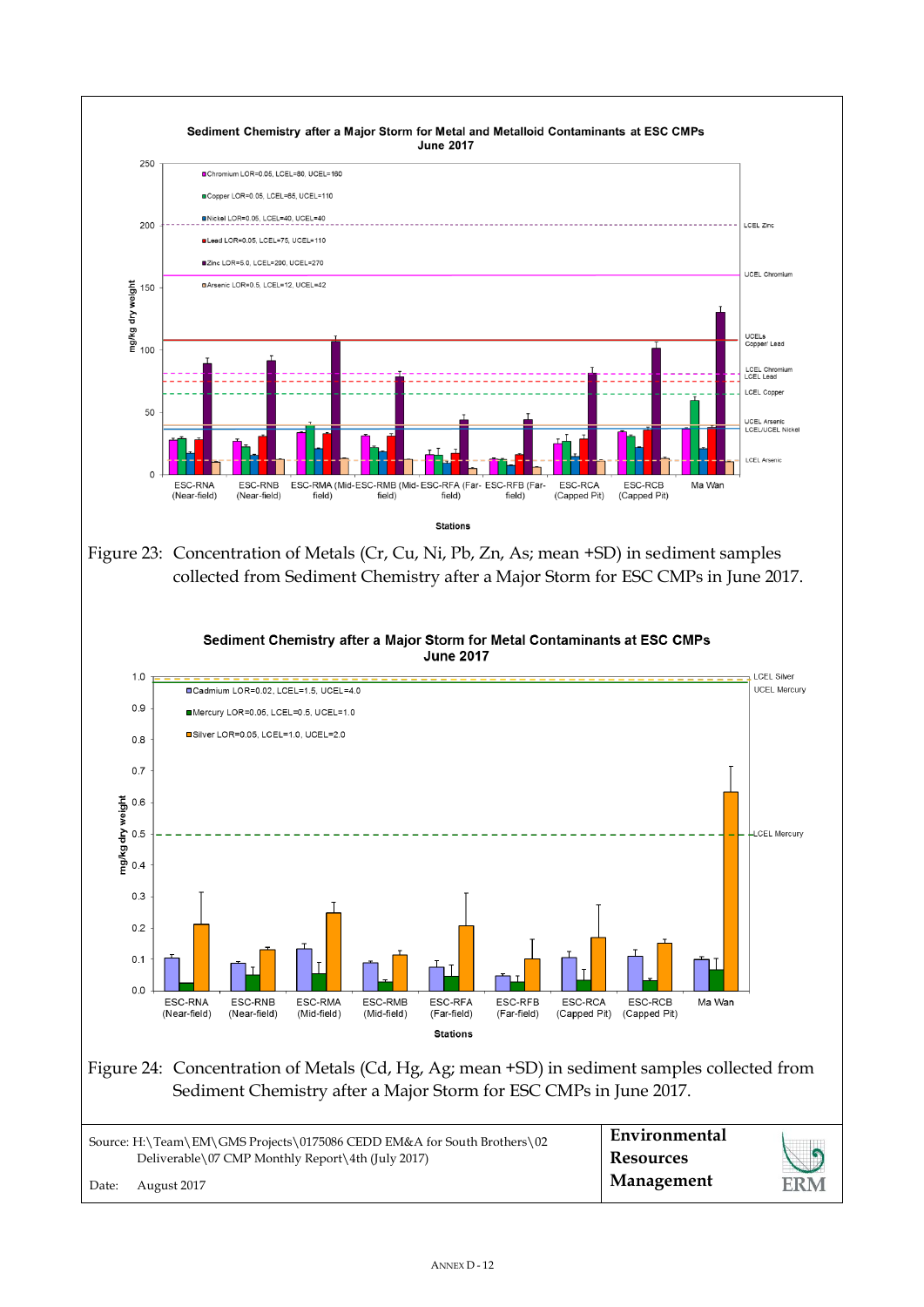Sediment Chemistry after a Major Storm for Metal and Metalloid Contaminants at ESC CMPs
June 2017

250
200
150
100
50
0

mg/kg dry weight

Chromium LOR=0.05, LCEL=80, UCEL=160
Copper LOR=0.05, LCEL=65, UCEL=110
Nickel LOR=0.05, LCEL=40, UCEL=40
Lead LOR=0.05, LCEL=75, UCEL=110
Zinc LOR=5.0, LCEL=200, UCEL=270
Arsenic LOR=0.5, LCEL=12, UCEL=42

LCEL Zinc
UCEL Chromium
UCELs Copper/ Lead
LCEL Chromium
LCEL Lead
LCEL Copper
UCEL Arsenic
LCEL/UCEL Nickel
LCEL Arsenic

ESC-RNA (Near-field)
ESC-RNB (Near-field)
ESC-RMA (Mid-field)
ESC-RMB (Mid-field)
ESC-RFA (Far-field)
ESC-RFB (Far-field)
ESC-RCA (Capped Pit)
ESC-RCB (Capped Pit)
Ma Wan

Stations

Figure 23: Concentration of Metals (Cr, Cu, Ni, Pb, Zn, As; mean +SD) in sediment samples collected from Sediment Chemistry after a Major Storm for ESC CMPs in June 2017.

Sediment Chemistry after a Major Storm for Metal Contaminants at ESC CMPs
June 2017

1.0
0.9
0.8
0.7
0.6
0.5
0.4
0.3
0.2
0.1
0.0

mg/kg dry weight

Cadmium LOR=0.02, LCEL=1.5, UCEL=4.0
Mercury LOR=0.05, LCEL=0.5, UCEL=1.0
Silver LOR=0.05, LCEL=1.0, UCEL=2.0

LCEL Silver
UCEL Mercury
LCEL Mercury

ESC-RNA (Near-field)
ESC-RNB (Near-field)
ESC-RMA (Mid-field)
ESC-RMB (Mid-field)
ESC-RFA (Far-field)
ESC-RFB (Far-field)
ESC-RCA (Capped Pit)
ESC-RCB (Capped Pit)
Ma Wan

Stations

Figure 24: Concentration of Metals (Cd, Hg, Ag; mean +SD) in sediment samples collected from Sediment Chemistry after a Major Storm for ESC CMPs in June 2017.

Source: H:\Team\EM\GMS Projects\0175086 CEDD EM&A for South Brothers\02 Deliverable\07 CMP Monthly Report\4th (July 2017)

Date: August 2017

**Environmental Resources Management**

ERM